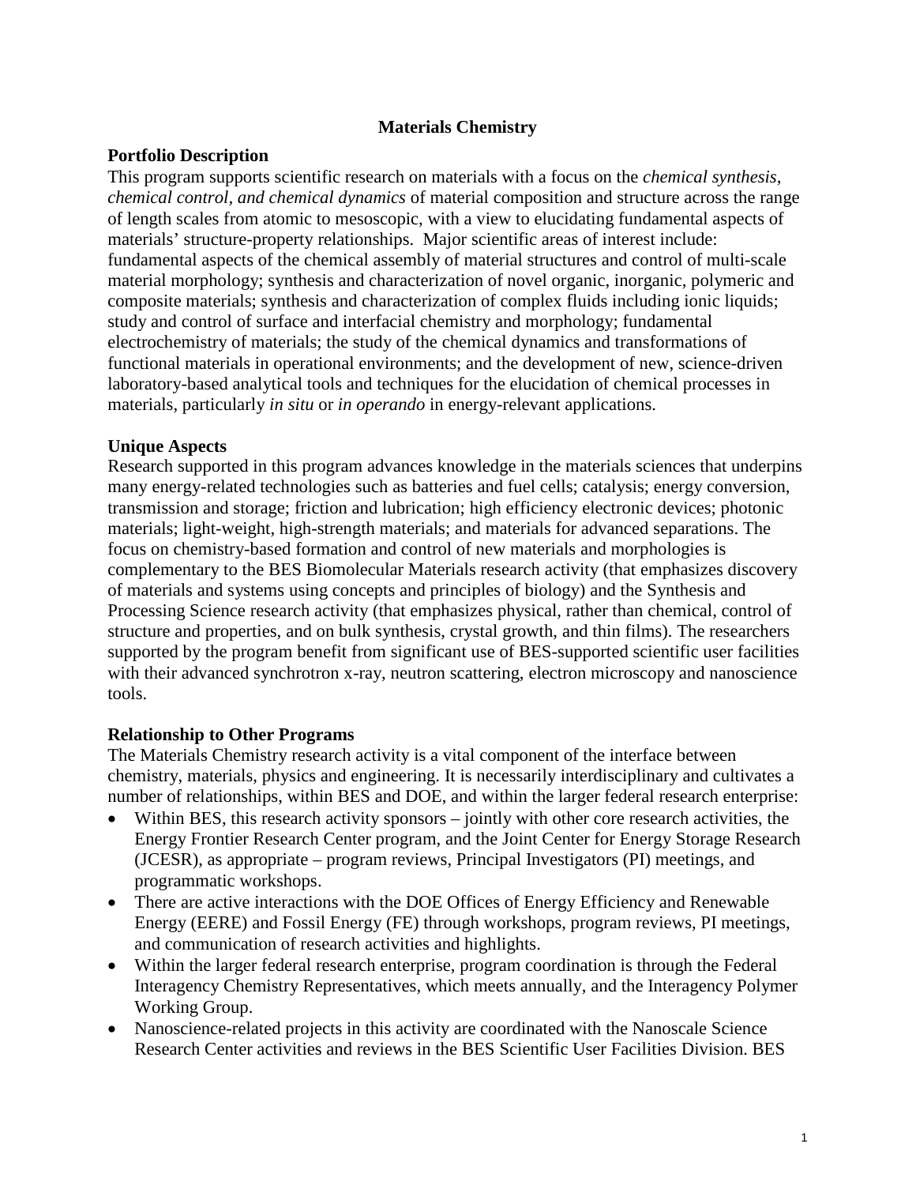# Materials Chemistry

## Portfolio Description

This program supports scientific research on materials with a focus on the *chemical synthesis*, *chemical control, and chemical dynamics* of material composition and structure across the range of length scales from atomic to mesoscopic, with a view to elucidating fundamental aspects of materials' structure-property relationships. Major scientific areas of interest include: fundamental aspects of the chemical assembly of material structures and control of multi-scale material morphology; synthesis and characterization of novel organic, inorganic, polymeric and composite materials; synthesis and characterization of complex fluids including ionic liquids; study and control of surface and interfacial chemistry and morphology; fundamental electrochemistry of materials; the study of the chemical dynamics and transformations of functional materials in operational environments; and the development of new, science-driven laboratory-based analytical tools and techniques for the elucidation of chemical processes in materials, particularly *in situ* or *in operando* in energy-relevant applications.

## Unique Aspects

Research supported in this program advances knowledge in the materials sciences that underpins many energy-related technologies such as batteries and fuel cells; catalysis; energy conversion, transmission and storage; friction and lubrication; high efficiency electronic devices; photonic materials; light-weight, high-strength materials; and materials for advanced separations. The focus on chemistry-based formation and control of new materials and morphologies is complementary to the BES Biomolecular Materials research activity (that emphasizes discovery of materials and systems using concepts and principles of biology) and the Synthesis and Processing Science research activity (that emphasizes physical, rather than chemical, control of structure and properties, and on bulk synthesis, crystal growth, and thin films). The researchers supported by the program benefit from significant use of BES-supported scientific user facilities with their advanced synchrotron x-ray, neutron scattering, electron microscopy and nanoscience tools.

## Relationship to Other Programs

The Materials Chemistry research activity is a vital component of the interface between chemistry, materials, physics and engineering. It is necessarily interdisciplinary and cultivates a number of relationships, within BES and DOE, and within the larger federal research enterprise:

- Within BES, this research activity sponsors – jointly with other core research activities, the Energy Frontier Research Center program, and the Joint Center for Energy Storage Research (JCESR), as appropriate – program reviews, Principal Investigators (PI) meetings, and programmatic workshops.
- There are active interactions with the DOE Offices of Energy Efficiency and Renewable Energy (EERE) and Fossil Energy (FE) through workshops, program reviews, PI meetings, and communication of research activities and highlights.
- Within the larger federal research enterprise, program coordination is through the Federal Interagency Chemistry Representatives, which meets annually, and the Interagency Polymer Working Group.
- Nanoscience-related projects in this activity are coordinated with the Nanoscale Science Research Center activities and reviews in the BES Scientific User Facilities Division. BES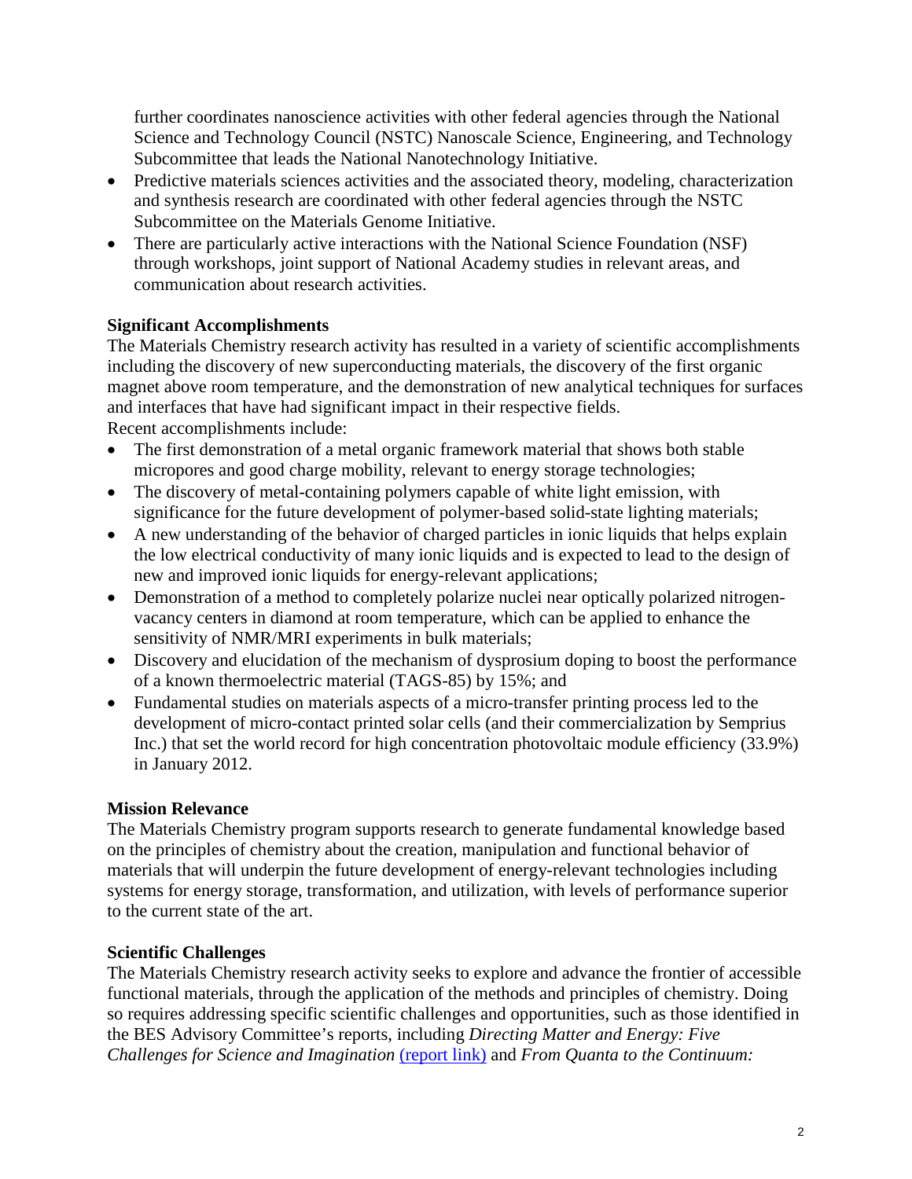further coordinates nanoscience activities with other federal agencies through the National Science and Technology Council (NSTC) Nanoscale Science, Engineering, and Technology Subcommittee that leads the National Nanotechnology Initiative.

- Predictive materials sciences activities and the associated theory, modeling, characterization and synthesis research are coordinated with other federal agencies through the NSTC Subcommittee on the Materials Genome Initiative.
- There are particularly active interactions with the National Science Foundation (NSF) through workshops, joint support of National Academy studies in relevant areas, and communication about research activities.

**Significant Accomplishments**

The Materials Chemistry research activity has resulted in a variety of scientific accomplishments including the discovery of new superconducting materials, the discovery of the first organic magnet above room temperature, and the demonstration of new analytical techniques for surfaces and interfaces that have had significant impact in their respective fields.

Recent accomplishments include:

- The first demonstration of a metal organic framework material that shows both stable micropores and good charge mobility, relevant to energy storage technologies;
- The discovery of metal-containing polymers capable of white light emission, with significance for the future development of polymer-based solid-state lighting materials;
- A new understanding of the behavior of charged particles in ionic liquids that helps explain the low electrical conductivity of many ionic liquids and is expected to lead to the design of new and improved ionic liquids for energy-relevant applications;
- Demonstration of a method to completely polarize nuclei near optically polarized nitrogen-vacancy centers in diamond at room temperature, which can be applied to enhance the sensitivity of NMR/MRI experiments in bulk materials;
- Discovery and elucidation of the mechanism of dysprosium doping to boost the performance of a known thermoelectric material (TAGS-85) by 15%; and
- Fundamental studies on materials aspects of a micro-transfer printing process led to the development of micro-contact printed solar cells (and their commercialization by Semprius Inc.) that set the world record for high concentration photovoltaic module efficiency (33.9%) in January 2012.

**Mission Relevance**

The Materials Chemistry program supports research to generate fundamental knowledge based on the principles of chemistry about the creation, manipulation and functional behavior of materials that will underpin the future development of energy-relevant technologies including systems for energy storage, transformation, and utilization, with levels of performance superior to the current state of the art.

**Scientific Challenges**

The Materials Chemistry research activity seeks to explore and advance the frontier of accessible functional materials, through the application of the methods and principles of chemistry. Doing so requires addressing specific scientific challenges and opportunities, such as those identified in the BES Advisory Committee's reports, including *Directing Matter and Energy: Five Challenges for Science and Imagination* (report link) and *From Quanta to the Continuum:*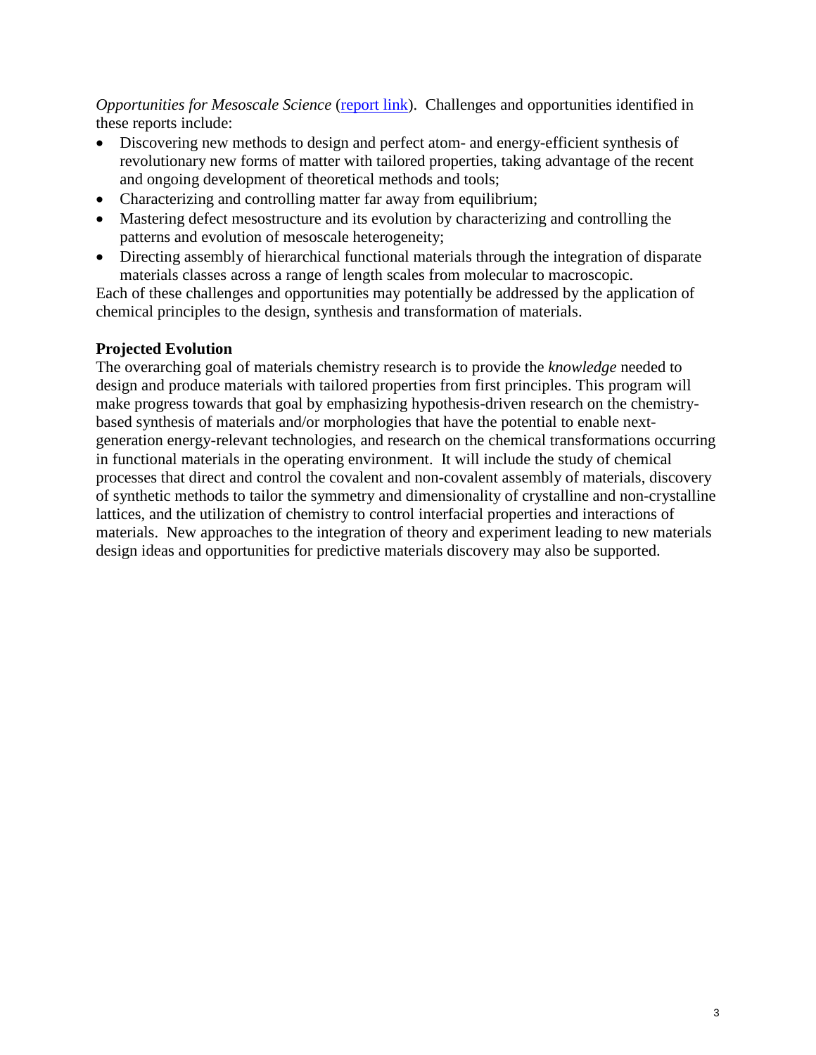*Opportunities for Mesoscale Science* (report link). Challenges and opportunities identified in these reports include:

- Discovering new methods to design and perfect atom- and energy-efficient synthesis of revolutionary new forms of matter with tailored properties, taking advantage of the recent and ongoing development of theoretical methods and tools;
- Characterizing and controlling matter far away from equilibrium;
- Mastering defect mesostructure and its evolution by characterizing and controlling the patterns and evolution of mesoscale heterogeneity;
- Directing assembly of hierarchical functional materials through the integration of disparate materials classes across a range of length scales from molecular to macroscopic.

Each of these challenges and opportunities may potentially be addressed by the application of chemical principles to the design, synthesis and transformation of materials.

**Projected Evolution**

The overarching goal of materials chemistry research is to provide the *knowledge* needed to design and produce materials with tailored properties from first principles. This program will make progress towards that goal by emphasizing hypothesis-driven research on the chemistry-based synthesis of materials and/or morphologies that have the potential to enable next-generation energy-relevant technologies, and research on the chemical transformations occurring in functional materials in the operating environment. It will include the study of chemical processes that direct and control the covalent and non-covalent assembly of materials, discovery of synthetic methods to tailor the symmetry and dimensionality of crystalline and non-crystalline lattices, and the utilization of chemistry to control interfacial properties and interactions of materials. New approaches to the integration of theory and experiment leading to new materials design ideas and opportunities for predictive materials discovery may also be supported.